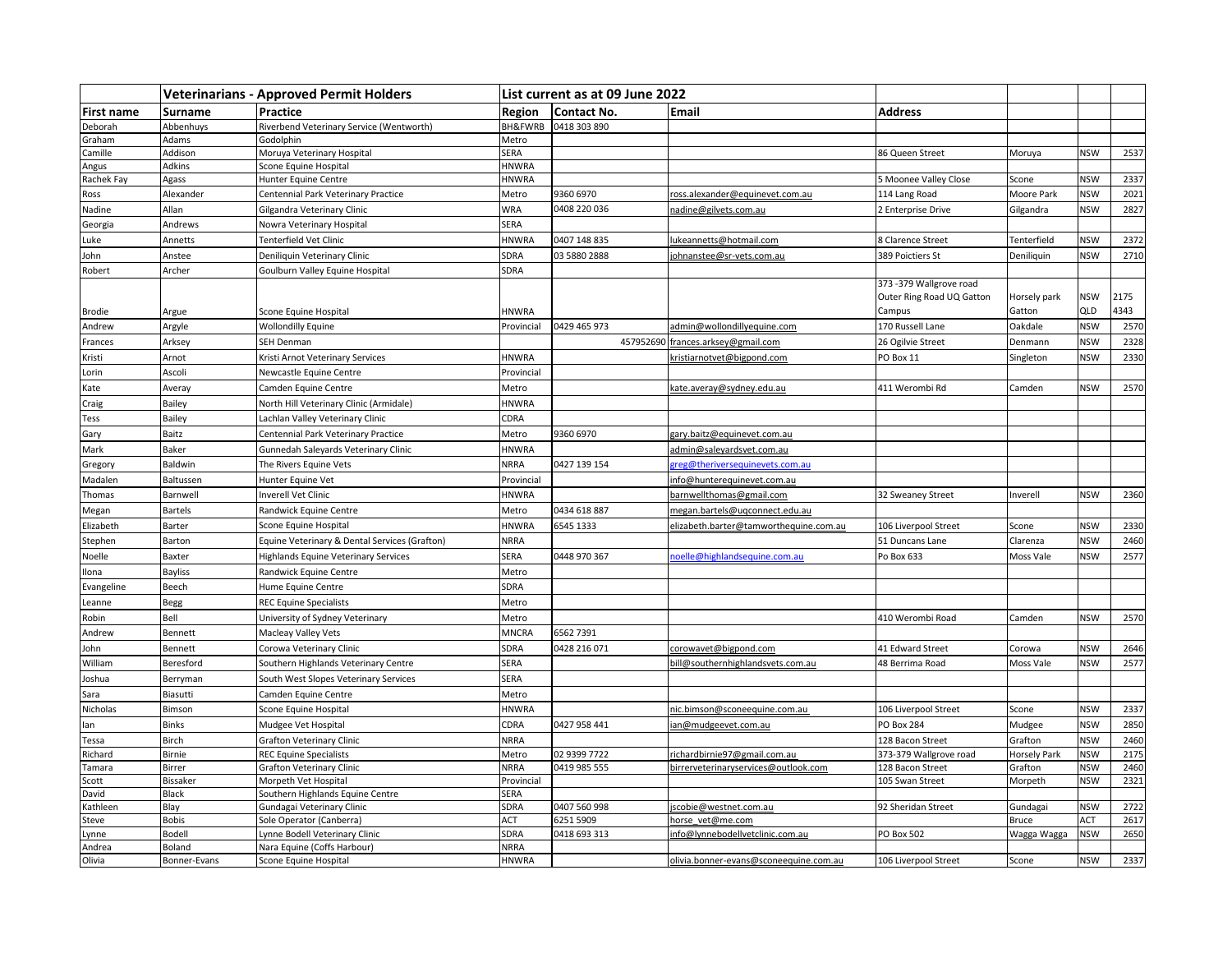| | Veterinarians - Approved Permit Holders | | List current as at 09 June 2022 | | | | | | |
|---|---|---|---|---|---|---|---|---|---|
| **First name** | **Surname** | **Practice** | **Region** | **Contact No.** | **Email** | **Address** | | | |
| Deborah | Abbenhuys | Riverbend Veterinary Service (Wentworth) | BH&FWRB | 0418 303 890 | | | | | |
| Graham | Adams | Godolphin | Metro | | | | | | |
| Camille | Addison | Moruya Veterinary Hospital | SERA | | | 86 Queen Street | Moruya | NSW | 2537 |
| Angus | Adkins | Scone Equine Hospital | HNWRA | | | | | | |
| Rachek Fay | Agass | Hunter Equine Centre | HNWRA | | | 5 Moonee Valley Close | Scone | NSW | 2337 |
| Ross | Alexander | Centennial Park Veterinary Practice | Metro | 9360 6970 | ross.alexander@equinevet.com.au | 114 Lang Road | Moore Park | NSW | 2021 |
| Nadine | Allan | Gilgandra Veterinary Clinic | WRA | 0408 220 036 | nadine@gilvets.com.au | 2 Enterprise Drive | Gilgandra | NSW | 2827 |
| Georgia | Andrews | Nowra Veterinary Hospital | SERA | | | | | | |
| Luke | Annetts | Tenterfield Vet Clinic | HNWRA | 0407 148 835 | lukeannetts@hotmail.com | 8 Clarence Street | Tenterfield | NSW | 2372 |
| John | Anstee | Deniliquin Veterinary Clinic | SDRA | 03 5880 2888 | johnanstee@sr-vets.com.au | 389 Poictiers St | Deniliquin | NSW | 2710 |
| Robert | Archer | Goulburn Valley Equine Hospital | SDRA | | | | | | |
| Brodie | Argue | Scone Equine Hospital | HNWRA | | | 373 -379 Wallgrove road Outer Ring Road UQ Gatton Campus | Horsely park Gatton | NSW QLD | 2175 4343 |
| Andrew | Argyle | Wollondilly Equine | Provincial | 0429 465 973 | admin@wollondillyequine.com | 170 Russell Lane | Oakdale | NSW | 2570 |
| Frances | Arksey | SEH Denman | | 457952690 | frances.arksey@gmail.com | 26 Ogilvie Street | Denmann | NSW | 2328 |
| Kristi | Arnot | Kristi Arnot Veterinary Services | HNWRA | | kristiarnotvet@bigpond.com | PO Box 11 | Singleton | NSW | 2330 |
| Lorin | Ascoli | Newcastle Equine Centre | Provincial | | | | | | |
| Kate | Averay | Camden Equine Centre | Metro | | kate.averay@sydney.edu.au | 411 Werombi Rd | Camden | NSW | 2570 |
| Craig | Bailey | North Hill Veterinary Clinic (Armidale) | HNWRA | | | | | | |
| Tess | Bailey | Lachlan Valley Veterinary Clinic | CDRA | | | | | | |
| Gary | Baitz | Centennial Park Veterinary Practice | Metro | 9360 6970 | gary.baitz@equinevet.com.au | | | | |
| Mark | Baker | Gunnedah Saleyards Veterinary Clinic | HNWRA | | admin@saleyardsvet.com.au | | | | |
| Gregory | Baldwin | The Rivers Equine Vets | NRRA | 0427 139 154 | greg@theriversequinevets.com.au | | | | |
| Madalen | Baltussen | Hunter Equine Vet | Provincial | | info@hunterequinevet.com.au | | | | |
| Thomas | Barnwell | Inverell Vet Clinic | HNWRA | | barnwellthomas@gmail.com | 32 Sweaney Street | Inverell | NSW | 2360 |
| Megan | Bartels | Randwick Equine Centre | Metro | 0434 618 887 | megan.bartels@uqconnect.edu.au | | | | |
| Elizabeth | Barter | Scone Equine Hospital | HNWRA | 6545 1333 | elizabeth.barter@tamworthequine.com.au | 106 Liverpool Street | Scone | NSW | 2330 |
| Stephen | Barton | Equine Veterinary & Dental Services (Grafton) | NRRA | | | 51 Duncans Lane | Clarenza | NSW | 2460 |
| Noelle | Baxter | Highlands Equine Veterinary Services | SERA | 0448 970 367 | noelle@highlandsequine.com.au | Po Box 633 | Moss Vale | NSW | 2577 |
| Ilona | Bayliss | Randwick Equine Centre | Metro | | | | | | |
| Evangeline | Beech | Hume Equine Centre | SDRA | | | | | | |
| Leanne | Begg | REC Equine Specialists | Metro | | | | | | |
| Robin | Bell | University of Sydney Veterinary | Metro | | | 410 Werombi Road | Camden | NSW | 2570 |
| Andrew | Bennett | Macleay Valley Vets | MNCRA | 6562 7391 | | | | | |
| John | Bennett | Corowa Veterinary Clinic | SDRA | 0428 216 071 | corowavet@bigpond.com | 41 Edward Street | Corowa | NSW | 2646 |
| William | Beresford | Southern Highlands Veterinary Centre | SERA | | bill@southernhighlandsvets.com.au | 48 Berrima Road | Moss Vale | NSW | 2577 |
| Joshua | Berryman | South West Slopes Veterinary Services | SERA | | | | | | |
| Sara | Biasutti | Camden Equine Centre | Metro | | | | | | |
| Nicholas | Bimson | Scone Equine Hospital | HNWRA | | nic.bimson@sconeequine.com.au | 106 Liverpool Street | Scone | NSW | 2337 |
| Ian | Binks | Mudgee Vet Hospital | CDRA | 0427 958 441 | ian@mudgeevet.com.au | PO Box 284 | Mudgee | NSW | 2850 |
| Tessa | Birch | Grafton Veterinary Clinic | NRRA | | | 128 Bacon Street | Grafton | NSW | 2460 |
| Richard | Birnie | REC Equine Specialists | Metro | 02 9399 7722 | richardbirnie97@gmail.com.au | 373-379 Wallgrove road | Horsely Park | NSW | 2175 |
| Tamara | Birrer | Grafton Veterinary Clinic | NRRA | 0419 985 555 | birrerveterinaryservices@outlook.com | 128 Bacon Street | Grafton | NSW | 2460 |
| Scott | Bissaker | Morpeth Vet Hospital | Provincial | | | 105 Swan Street | Morpeth | NSW | 2321 |
| David | Black | Southern Highlands Equine Centre | SERA | | | | | | |
| Kathleen | Blay | Gundagai Veterinary Clinic | SDRA | 0407 560 998 | jscobie@westnet.com.au | 92 Sheridan Street | Gundagai | NSW | 2722 |
| Steve | Bobis | Sole Operator (Canberra) | ACT | 6251 5909 | horse_vet@me.com | | Bruce | ACT | 2617 |
| Lynne | Bodell | Lynne Bodell Veterinary Clinic | SDRA | 0418 693 313 | info@lynnebodellvetclinic.com.au | PO Box 502 | Wagga Wagga | NSW | 2650 |
| Andrea | Boland | Nara Equine (Coffs Harbour) | NRRA | | | | | | |
| Olivia | Bonner-Evans | Scone Equine Hospital | HNWRA | | olivia.bonner-evans@sconeequine.com.au | 106 Liverpool Street | Scone | NSW | 2337 |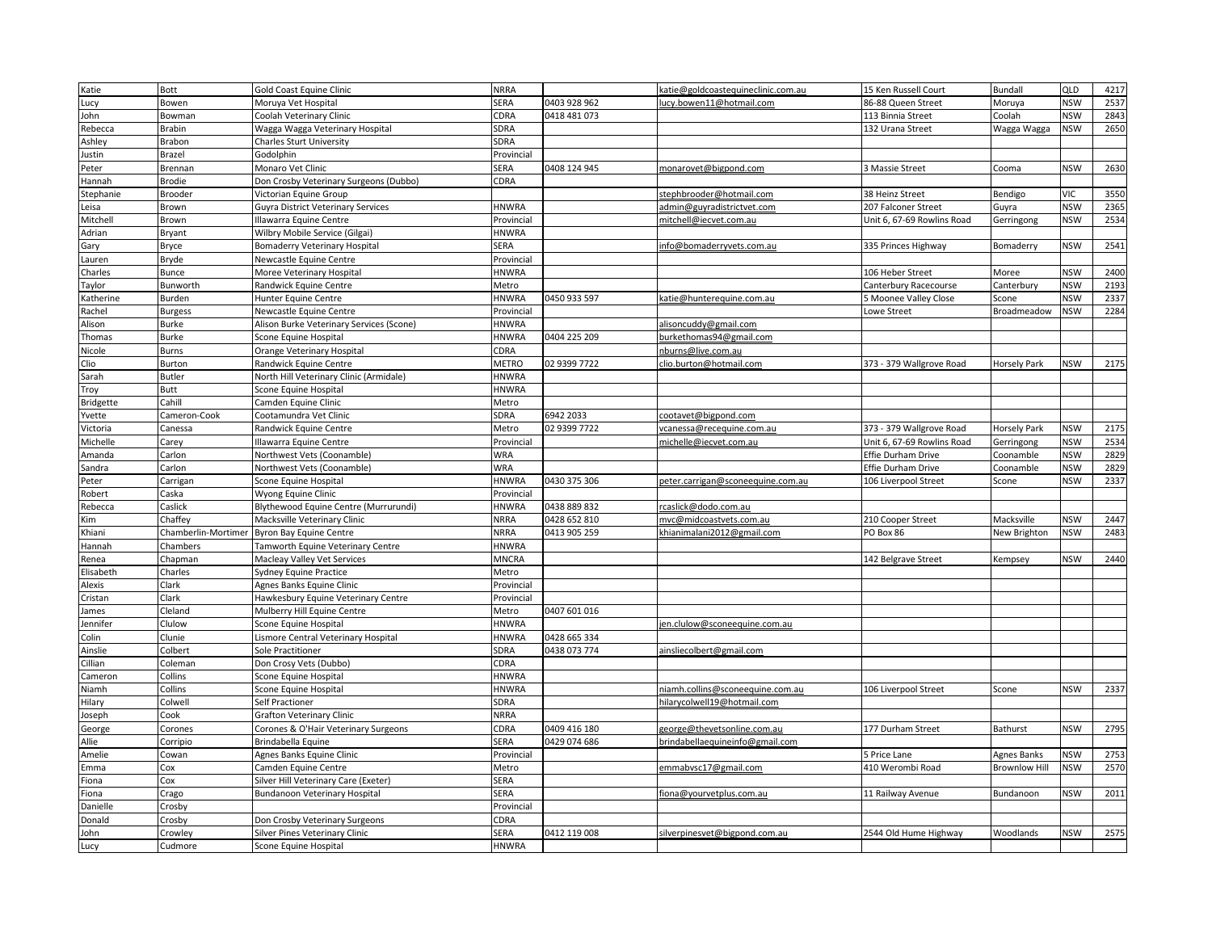| Katie | Bott | Gold Coast Equine Clinic | NRRA | | katie@goldcoastequineclinic.com.au | 15 Ken Russell Court | Bundall | QLD | 4217 |
|---|---|---|---|---|---|---|---|---|---|
| Lucy | Bowen | Moruya Vet Hospital | SERA | 0403 928 962 | lucy.bowen11@hotmail.com | 86-88 Queen Street | Moruya | NSW | 2537 |
| John | Bowman | Coolah Veterinary Clinic | CDRA | 0418 481 073 | | 113 Binnia Street | Coolah | NSW | 2843 |
| Rebecca | Brabin | Wagga Wagga Veterinary Hospital | SDRA | | | 132 Urana Street | Wagga Wagga | NSW | 2650 |
| Ashley | Brabon | Charles Sturt University | SDRA | | | | | | |
| Justin | Brazel | Godolphin | Provincial | | | | | | |
| Peter | Brennan | Monaro Vet Clinic | SERA | 0408 124 945 | monarovet@bigpond.com | 3 Massie Street | Cooma | NSW | 2630 |
| Hannah | Brodie | Don Crosby Veterinary Surgeons (Dubbo) | CDRA | | | | | | |
| Stephanie | Brooder | Victorian Equine Group | | | stephbrooder@hotmail.com | 38 Heinz Street | Bendigo | VIC | 3550 |
| Leisa | Brown | Guyra District Veterinary Services | HNWRA | | admin@guyradistrictvet.com | 207 Falconer Street | Guyra | NSW | 2365 |
| Mitchell | Brown | Illawarra Equine Centre | Provincial | | mitchell@iecvet.com.au | Unit 6, 67-69 Rowlins Road | Gerringong | NSW | 2534 |
| Adrian | Bryant | Wilbry Mobile Service (Gilgai) | HNWRA | | | | | | |
| Gary | Bryce | Bomaderry Veterinary Hospital | SERA | | info@bomaderryvets.com.au | 335 Princes Highway | Bomaderry | NSW | 2541 |
| Lauren | Bryde | Newcastle Equine Centre | Provincial | | | | | | |
| Charles | Bunce | Moree Veterinary Hospital | HNWRA | | | 106 Heber Street | Moree | NSW | 2400 |
| Taylor | Bunworth | Randwick Equine Centre | Metro | | | Canterbury Racecourse | Canterbury | NSW | 2193 |
| Katherine | Burden | Hunter Equine Centre | HNWRA | 0450 933 597 | katie@hunterequine.com.au | 5 Moonee Valley Close | Scone | NSW | 2337 |
| Rachel | Burgess | Newcastle Equine Centre | Provincial | | | Lowe Street | Broadmeadow | NSW | 2284 |
| Alison | Burke | Alison Burke Veterinary Services (Scone) | HNWRA | | alisoncuddy@gmail.com | | | | |
| Thomas | Burke | Scone Equine Hospital | HNWRA | 0404 225 209 | burkethomas94@gmail.com | | | | |
| Nicole | Burns | Orange Veterinary Hospital | CDRA | | nburns@live.com.au | | | | |
| Clio | Burton | Randwick Equine Centre | METRO | 02 9399 7722 | clio.burton@hotmail.com | 373 - 379 Wallgrove Road | Horsely Park | NSW | 2175 |
| Sarah | Butler | North Hill Veterinary Clinic (Armidale) | HNWRA | | | | | | |
| Troy | Butt | Scone Equine Hospital | HNWRA | | | | | | |
| Bridgette | Cahill | Camden Equine Clinic | Metro | | | | | | |
| Yvette | Cameron-Cook | Cootamundra Vet Clinic | SDRA | 6942 2033 | cootavet@bigpond.com | | | | |
| Victoria | Canessa | Randwick Equine Centre | Metro | 02 9399 7722 | vcanessa@recequine.com.au | 373 - 379 Wallgrove Road | Horsely Park | NSW | 2175 |
| Michelle | Carey | Illawarra Equine Centre | Provincial | | michelle@iecvet.com.au | Unit 6, 67-69 Rowlins Road | Gerringong | NSW | 2534 |
| Amanda | Carlon | Northwest Vets (Coonamble) | WRA | | | Effie Durham Drive | Coonamble | NSW | 2829 |
| Sandra | Carlon | Northwest Vets (Coonamble) | WRA | | | Effie Durham Drive | Coonamble | NSW | 2829 |
| Peter | Carrigan | Scone Equine Hospital | HNWRA | 0430 375 306 | peter.carrigan@sconeequine.com.au | 106 Liverpool Street | Scone | NSW | 2337 |
| Robert | Caska | Wyong Equine Clinic | Provincial | | | | | | |
| Rebecca | Caslick | Blythewood Equine Centre (Murrurundi) | HNWRA | 0438 889 832 | rcaslick@dodo.com.au | | | | |
| Kim | Chaffey | Macksville Veterinary Clinic | NRRA | 0428 652 810 | mvc@midcoastvets.com.au | 210 Cooper Street | Macksville | NSW | 2447 |
| Khiani | Chamberlin-Mortimer | Byron Bay Equine Centre | NRRA | 0413 905 259 | khianimalani2012@gmail.com | PO Box 86 | New Brighton | NSW | 2483 |
| Hannah | Chambers | Tamworth Equine Veterinary Centre | HNWRA | | | | | | |
| Renea | Chapman | Macleay Valley Vet Services | MNCRA | | | 142 Belgrave Street | Kempsey | NSW | 2440 |
| Elisabeth | Charles | Sydney Equine Practice | Metro | | | | | | |
| Alexis | Clark | Agnes Banks Equine Clinic | Provincial | | | | | | |
| Cristan | Clark | Hawkesbury Equine Veterinary Centre | Provincial | | | | | | |
| James | Cleland | Mulberry Hill Equine Centre | Metro | 0407 601 016 | | | | | |
| Jennifer | Clulow | Scone Equine Hospital | HNWRA | | jen.clulow@sconeequine.com.au | | | | |
| Colin | Clunie | Lismore Central Veterinary Hospital | HNWRA | 0428 665 334 | | | | | |
| Ainslie | Colbert | Sole Practitioner | SDRA | 0438 073 774 | ainsliecolbert@gmail.com | | | | |
| Cillian | Coleman | Don Crosy Vets (Dubbo) | CDRA | | | | | | |
| Cameron | Collins | Scone Equine Hospital | HNWRA | | | | | | |
| Niamh | Collins | Scone Equine Hospital | HNWRA | | niamh.collins@sconeequine.com.au | 106 Liverpool Street | Scone | NSW | 2337 |
| Hilary | Colwell | Self Practioner | SDRA | | hilarycolwell19@hotmail.com | | | | |
| Joseph | Cook | Grafton Veterinary Clinic | NRRA | | | | | | |
| George | Corones | Corones & O'Hair Veterinary Surgeons | CDRA | 0409 416 180 | george@thevetsonline.com.au | 177 Durham Street | Bathurst | NSW | 2795 |
| Allie | Corripio | Brindabella Equine | SERA | 0429 074 686 | brindabellaequineinfo@gmail.com | | | | |
| Amelie | Cowan | Agnes Banks Equine Clinic | Provincial | | | 5 Price Lane | Agnes Banks | NSW | 2753 |
| Emma | Cox | Camden Equine Centre | Metro | | emmabvsc17@gmail.com | 410 Werombi Road | Brownlow Hill | NSW | 2570 |
| Fiona | Cox | Silver Hill Veterinary Care (Exeter) | SERA | | | | | | |
| Fiona | Crago | Bundanoon Veterinary Hospital | SERA | | fiona@yourvetplus.com.au | 11 Railway Avenue | Bundanoon | NSW | 2011 |
| Danielle | Crosby | | Provincial | | | | | | |
| Donald | Crosby | Don Crosby Veterinary Surgeons | CDRA | | | | | | |
| John | Crowley | Silver Pines Veterinary Clinic | SERA | 0412 119 008 | silverpinesvet@bigpond.com.au | 2544 Old Hume Highway | Woodlands | NSW | 2575 |
| Lucy | Cudmore | Scone Equine Hospital | HNWRA | | | | | | |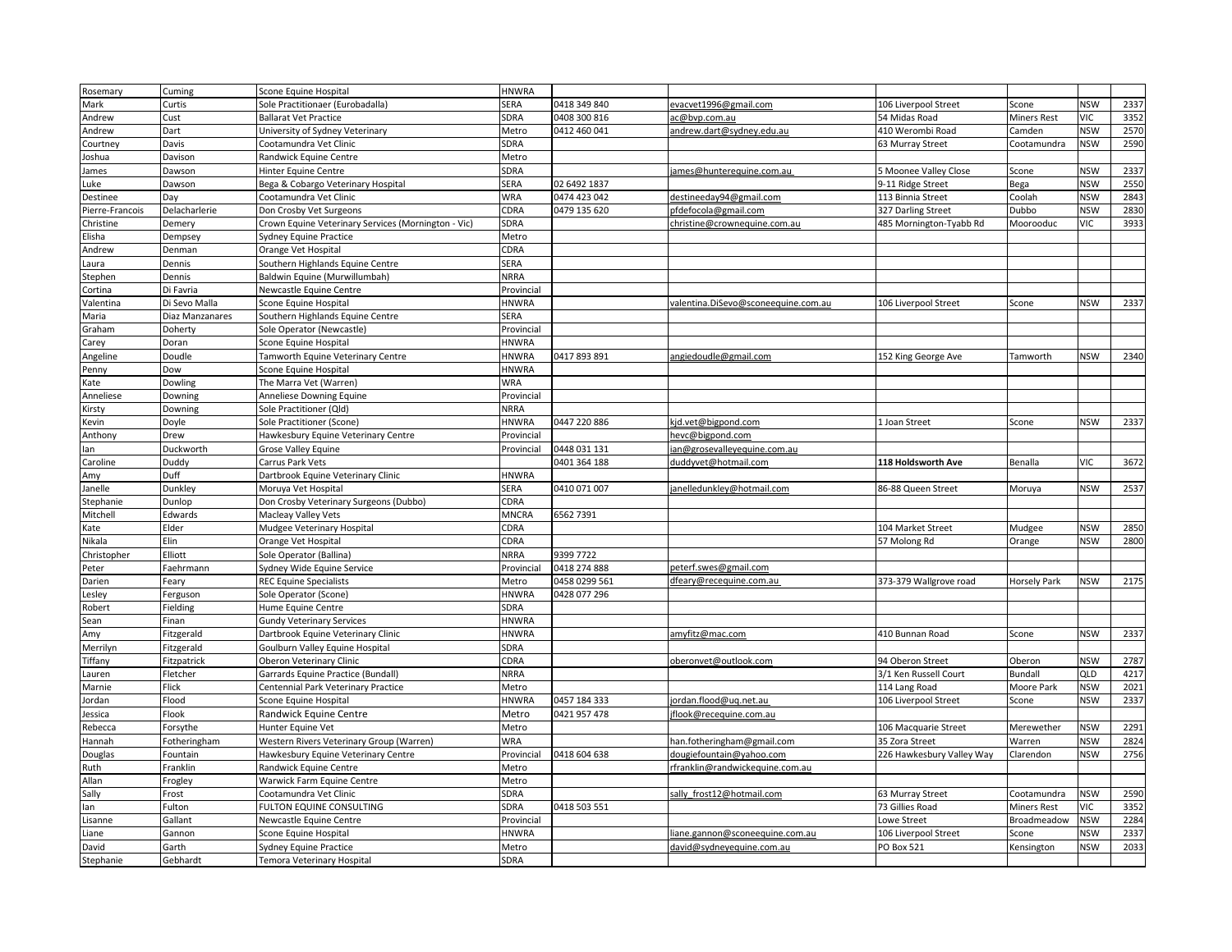| Rosemary | Cuming | Scone Equine Hospital | HNWRA | | | | | | |
|---|---|---|---|---|---|---|---|---|---|
| Mark | Curtis | Sole Practitionaer (Eurobadalla) | SERA | 0418 349 840 | evacvet1996@gmail.com | 106 Liverpool Street | Scone | NSW | 2337 |
| Andrew | Cust | Ballarat Vet Practice | SDRA | 0408 300 816 | ac@bvp.com.au | 54 Midas Road | Miners Rest | VIC | 3352 |
| Andrew | Dart | University of Sydney Veterinary | Metro | 0412 460 041 | andrew.dart@sydney.edu.au | 410 Werombi Road | Camden | NSW | 2570 |
| Courtney | Davis | Cootamundra Vet Clinic | SDRA | | | 63 Murray Street | Cootamundra | NSW | 2590 |
| Joshua | Davison | Randwick Equine Centre | Metro | | | | | | |
| James | Dawson | Hinter Equine Centre | SDRA | | james@hunterequine.com.au | 5 Moonee Valley Close | Scone | NSW | 2337 |
| Luke | Dawson | Bega & Cobargo Veterinary Hospital | SERA | 02 6492 1837 | | 9-11 Ridge Street | Bega | NSW | 2550 |
| Destinee | Day | Cootamundra Vet Clinic | WRA | 0474 423 042 | destineeday94@gmail.com | 113 Binnia Street | Coolah | NSW | 2843 |
| Pierre-Francois | Delacharlerie | Don Crosby Vet Surgeons | CDRA | 0479 135 620 | pfdefocola@gmail.com | 327 Darling Street | Dubbo | NSW | 2830 |
| Christine | Demery | Crown Equine Veterinary Services (Mornington - Vic) | SDRA | | christine@crownequine.com.au | 485 Mornington-Tyabb Rd | Moorooduc | VIC | 3933 |
| Elisha | Dempsey | Sydney Equine Practice | Metro | | | | | | |
| Andrew | Denman | Orange Vet Hospital | CDRA | | | | | | |
| Laura | Dennis | Southern Highlands Equine Centre | SERA | | | | | | |
| Stephen | Dennis | Baldwin Equine (Murwillumbah) | NRRA | | | | | | |
| Cortina | Di Favria | Newcastle Equine Centre | Provincial | | | | | | |
| Valentina | Di Sevo Malla | Scone Equine Hospital | HNWRA | | valentina.DiSevo@sconeequine.com.au | 106 Liverpool Street | Scone | NSW | 2337 |
| Maria | Diaz Manzanares | Southern Highlands Equine Centre | SERA | | | | | | |
| Graham | Doherty | Sole Operator (Newcastle) | Provincial | | | | | | |
| Carey | Doran | Scone Equine Hospital | HNWRA | | | | | | |
| Angeline | Doudle | Tamworth Equine Veterinary Centre | HNWRA | 0417 893 891 | angiedoudle@gmail.com | 152 King George Ave | Tamworth | NSW | 2340 |
| Penny | Dow | Scone Equine Hospital | HNWRA | | | | | | |
| Kate | Dowling | The Marra Vet (Warren) | WRA | | | | | | |
| Anneliese | Downing | Anneliese Downing Equine | Provincial | | | | | | |
| Kirsty | Downing | Sole Practitioner (Qld) | NRRA | | | | | | |
| Kevin | Doyle | Sole Practitioner (Scone) | HNWRA | 0447 220 886 | kjd.vet@bigpond.com | 1 Joan Street | Scone | NSW | 2337 |
| Anthony | Drew | Hawkesbury Equine Veterinary Centre | Provincial | | hevc@bigpond.com | | | | |
| Ian | Duckworth | Grose Valley Equine | Provincial | 0448 031 131 | ian@grosevalleyequine.com.au | | | | |
| Caroline | Duddy | Carrus Park Vets | | 0401 364 188 | duddyvet@hotmail.com | **118 Holdsworth Ave** | Benalla | VIC | 3672 |
| Amy | Duff | Dartbrook Equine Veterinary Clinic | HNWRA | | | | | | |
| Janelle | Dunkley | Moruya Vet Hospital | SERA | 0410 071 007 | janelledunkley@hotmail.com | 86-88 Queen Street | Moruya | NSW | 2537 |
| Stephanie | Dunlop | Don Crosby Veterinary Surgeons (Dubbo) | CDRA | | | | | | |
| Mitchell | Edwards | Macleay Valley Vets | MNCRA | 6562 7391 | | | | | |
| Kate | Elder | Mudgee Veterinary Hospital | CDRA | | | 104 Market Street | Mudgee | NSW | 2850 |
| Nikala | Elin | Orange Vet Hospital | CDRA | | | 57 Molong Rd | Orange | NSW | 2800 |
| Christopher | Elliott | Sole Operator (Ballina) | NRRA | 9399 7722 | | | | | |
| Peter | Faehrmann | Sydney Wide Equine Service | Provincial | 0418 274 888 | peterf.swes@gmail.com | | | | |
| Darien | Feary | REC Equine Specialists | Metro | 0458 0299 561 | dfeary@recequine.com.au | 373-379 Wallgrove road | Horsely Park | NSW | 2175 |
| Lesley | Ferguson | Sole Operator (Scone) | HNWRA | 0428 077 296 | | | | | |
| Robert | Fielding | Hume Equine Centre | SDRA | | | | | | |
| Sean | Finan | Gundy Veterinary Services | HNWRA | | | | | | |
| Amy | Fitzgerald | Dartbrook Equine Veterinary Clinic | HNWRA | | amyfitz@mac.com | 410 Bunnan Road | Scone | NSW | 2337 |
| Merrilyn | Fitzgerald | Goulburn Valley Equine Hospital | SDRA | | | | | | |
| Tiffany | Fitzpatrick | Oberon Veterinary Clinic | CDRA | | oberonvet@outlook.com | 94 Oberon Street | Oberon | NSW | 2787 |
| Lauren | Fletcher | Garrards Equine Practice (Bundall) | NRRA | | | 3/1 Ken Russell Court | Bundall | QLD | 4217 |
| Marnie | Flick | Centennial Park Veterinary Practice | Metro | | | 114 Lang Road | Moore Park | NSW | 2021 |
| Jordan | Flood | Scone Equine Hospital | HNWRA | 0457 184 333 | jordan.flood@uq.net.au | 106 Liverpool Street | Scone | NSW | 2337 |
| Jessica | Flook | Randwick Equine Centre | Metro | 0421 957 478 | jflook@recequine.com.au | | | | |
| Rebecca | Forsythe | Hunter Equine Vet | Metro | | | 106 Macquarie Street | Merewether | NSW | 2291 |
| Hannah | Fotheringham | Western Rivers Veterinary Group (Warren) | WRA | | han.fotheringham@gmail.com | 35 Zora Street | Warren | NSW | 2824 |
| Douglas | Fountain | Hawkesbury Equine Veterinary Centre | Provincial | 0418 604 638 | dougiefountain@yahoo.com | 226 Hawkesbury Valley Way | Clarendon | NSW | 2756 |
| Ruth | Franklin | Randwick Equine Centre | Metro | | rfranklin@randwickequine.com.au | | | | |
| Allan | Frogley | Warwick Farm Equine Centre | Metro | | | | | | |
| Sally | Frost | Cootamundra Vet Clinic | SDRA | | sally_frost12@hotmail.com | 63 Murray Street | Cootamundra | NSW | 2590 |
| Ian | Fulton | FULTON EQUINE CONSULTING | SDRA | 0418 503 551 | | 73 Gillies Road | Miners Rest | VIC | 3352 |
| Lisanne | Gallant | Newcastle Equine Centre | Provincial | | | Lowe Street | Broadmeadow | NSW | 2284 |
| Liane | Gannon | Scone Equine Hospital | HNWRA | | liane.gannon@sconeequine.com.au | 106 Liverpool Street | Scone | NSW | 2337 |
| David | Garth | Sydney Equine Practice | Metro | | david@sydneyequine.com.au | PO Box 521 | Kensington | NSW | 2033 |
| Stephanie | Gebhardt | Temora Veterinary Hospital | SDRA | | | | | | |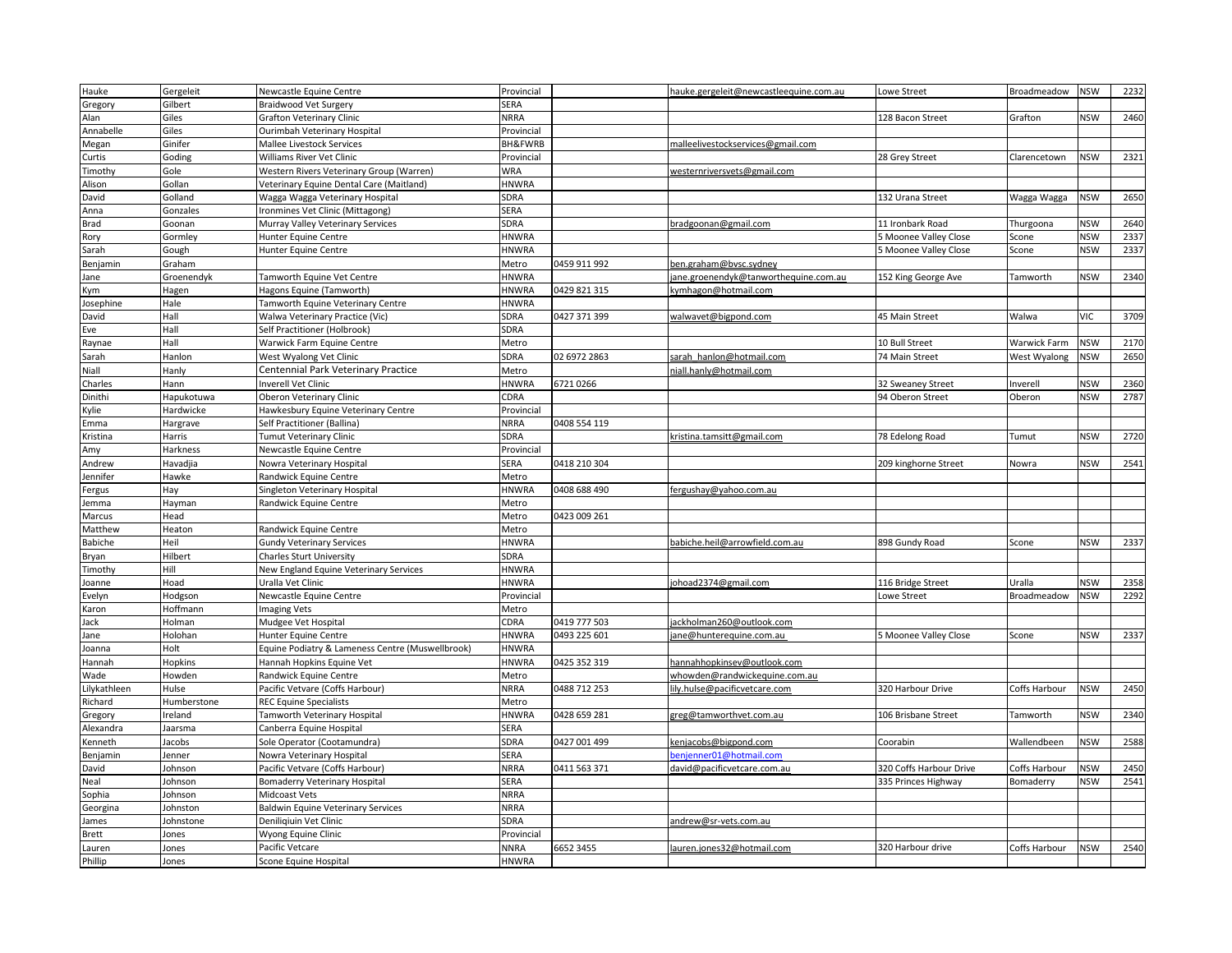| Hauke | Gergeleit | Newcastle Equine Centre | Provincial | | hauke.gergeleit@newcastleequine.com.au | Lowe Street | Broadmeadow | NSW | 2232 |
|---|---|---|---|---|---|---|---|---|---|
| Gregory | Gilbert | Braidwood Vet Surgery | SERA | | | | | | |
| Alan | Giles | Grafton Veterinary Clinic | NRRA | | | 128 Bacon Street | Grafton | NSW | 2460 |
| Annabelle | Giles | Ourimbah Veterinary Hospital | Provincial | | | | | | |
| Megan | Ginifer | Mallee Livestock Services | BH&FWRB | | malleelivestockservices@gmail.com | | | | |
| Curtis | Goding | Williams River Vet Clinic | Provincial | | | 28 Grey Street | Clarencetown | NSW | 2321 |
| Timothy | Gole | Western Rivers Veterinary Group (Warren) | WRA | | westernriversvets@gmail.com | | | | |
| Alison | Gollan | Veterinary Equine Dental Care (Maitland) | HNWRA | | | | | | |
| David | Golland | Wagga Wagga Veterinary Hospital | SDRA | | | 132 Urana Street | Wagga Wagga | NSW | 2650 |
| Anna | Gonzales | Ironmines Vet Clinic (Mittagong) | SERA | | | | | | |
| Brad | Goonan | Murray Valley Veterinary Services | SDRA | | bradgoonan@gmail.com | 11 Ironbark Road | Thurgoona | NSW | 2640 |
| Rory | Gormley | Hunter Equine Centre | HNWRA | | | 5 Moonee Valley Close | Scone | NSW | 2337 |
| Sarah | Gough | Hunter Equine Centre | HNWRA | | | 5 Moonee Valley Close | Scone | NSW | 2337 |
| Benjamin | Graham | | Metro | 0459 911 992 | ben.graham@bvsc.sydney | | | | |
| Jane | Groenendyk | Tamworth Equine Vet Centre | HNWRA | | jane.groenendyk@tanworthequine.com.au | 152 King George Ave | Tamworth | NSW | 2340 |
| Kym | Hagen | Hagons Equine (Tamworth) | HNWRA | 0429 821 315 | kymhagon@hotmail.com | | | | |
| Josephine | Hale | Tamworth Equine Veterinary Centre | HNWRA | | | | | | |
| David | Hall | Walwa Veterinary Practice (Vic) | SDRA | 0427 371 399 | walwavet@bigpond.com | 45 Main Street | Walwa | VIC | 3709 |
| Eve | Hall | Self Practitioner (Holbrook) | SDRA | | | | | | |
| Raynae | Hall | Warwick Farm Equine Centre | Metro | | | 10 Bull Street | Warwick Farm | NSW | 2170 |
| Sarah | Hanlon | West Wyalong Vet Clinic | SDRA | 02 6972 2863 | sarah_hanlon@hotmail.com | 74 Main Street | West Wyalong | NSW | 2650 |
| Niall | Hanly | Centennial Park Veterinary Practice | Metro | | niall.hanly@hotmail.com | | | | |
| Charles | Hann | Inverell Vet Clinic | HNWRA | 6721 0266 | | 32 Sweaney Street | Inverell | NSW | 2360 |
| Dinithi | Hapukotuwa | Oberon Veterinary Clinic | CDRA | | | 94 Oberon Street | Oberon | NSW | 2787 |
| Kylie | Hardwicke | Hawkesbury Equine Veterinary Centre | Provincial | | | | | | |
| Emma | Hargrave | Self Practitioner (Ballina) | NRRA | 0408 554 119 | | | | | |
| Kristina | Harris | Tumut Veterinary Clinic | SDRA | | kristina.tamsitt@gmail.com | 78 Edelong Road | Tumut | NSW | 2720 |
| Amy | Harkness | Newcastle Equine Centre | Provincial | | | | | | |
| Andrew | Havadjia | Nowra Veterinary Hospital | SERA | 0418 210 304 | | 209 kinghorne Street | Nowra | NSW | 2541 |
| Jennifer | Hawke | Randwick Equine Centre | Metro | | | | | | |
| Fergus | Hay | Singleton Veterinary Hospital | HNWRA | 0408 688 490 | fergushay@yahoo.com.au | | | | |
| Jemma | Hayman | Randwick Equine Centre | Metro | | | | | | |
| Marcus | Head | | Metro | 0423 009 261 | | | | | |
| Matthew | Heaton | Randwick Equine Centre | Metro | | | | | | |
| Babiche | Heil | Gundy Veterinary Services | HNWRA | | babiche.heil@arrowfield.com.au | 898 Gundy Road | Scone | NSW | 2337 |
| Bryan | Hilbert | Charles Sturt University | SDRA | | | | | | |
| Timothy | Hill | New England Equine Veterinary Services | HNWRA | | | | | | |
| Joanne | Hoad | Uralla Vet Clinic | HNWRA | | johoad2374@gmail.com | 116 Bridge Street | Uralla | NSW | 2358 |
| Evelyn | Hodgson | Newcastle Equine Centre | Provincial | | | Lowe Street | Broadmeadow | NSW | 2292 |
| Karon | Hoffmann | Imaging Vets | Metro | | | | | | |
| Jack | Holman | Mudgee Vet Hospital | CDRA | 0419 777 503 | jackholman260@outlook.com | | | | |
| Jane | Holohan | Hunter Equine Centre | HNWRA | 0493 225 601 | jane@hunterequine.com.au | 5 Moonee Valley Close | Scone | NSW | 2337 |
| Joanna | Holt | Equine Podiatry & Lameness Centre (Muswellbrook) | HNWRA | | | | | | |
| Hannah | Hopkins | Hannah Hopkins Equine Vet | HNWRA | 0425 352 319 | hannahhopkinsev@outlook.com | | | | |
| Wade | Howden | Randwick Equine Centre | Metro | | whowden@randwickequine.com.au | | | | |
| Lilykathleen | Hulse | Pacific Vetvare (Coffs Harbour) | NRRA | 0488 712 253 | lily.hulse@pacificvetcare.com | 320 Harbour Drive | Coffs Harbour | NSW | 2450 |
| Richard | Humberstone | REC Equine Specialists | Metro | | | | | | |
| Gregory | Ireland | Tamworth Veterinary Hospital | HNWRA | 0428 659 281 | greg@tamworthvet.com.au | 106 Brisbane Street | Tamworth | NSW | 2340 |
| Alexandra | Jaarsma | Canberra Equine Hospital | SERA | | | | | | |
| Kenneth | Jacobs | Sole Operator (Cootamundra) | SDRA | 0427 001 499 | kenjacobs@bigpond.com | Coorabin | Wallendbeen | NSW | 2588 |
| Benjamin | Jenner | Nowra Veterinary Hospital | SERA | | benjenner01@hotmail.com | | | | |
| David | Johnson | Pacific Vetvare (Coffs Harbour) | NRRA | 0411 563 371 | david@pacificvetcare.com.au | 320 Coffs Harbour Drive | Coffs Harbour | NSW | 2450 |
| Neal | Johnson | Bomaderry Veterinary Hospital | SERA | | | 335 Princes Highway | Bomaderry | NSW | 2541 |
| Sophia | Johnson | Midcoast Vets | NRRA | | | | | | |
| Georgina | Johnston | Baldwin Equine Veterinary Services | NRRA | | | | | | |
| James | Johnstone | Deniliqiuin Vet Clinic | SDRA | | andrew@sr-vets.com.au | | | | |
| Brett | Jones | Wyong Equine Clinic | Provincial | | | | | | |
| Lauren | Jones | Pacific Vetcare | NNRA | 6652 3455 | lauren.jones32@hotmail.com | 320 Harbour drive | Coffs Harbour | NSW | 2540 |
| Phillip | Jones | Scone Equine Hospital | HNWRA | | | | | | |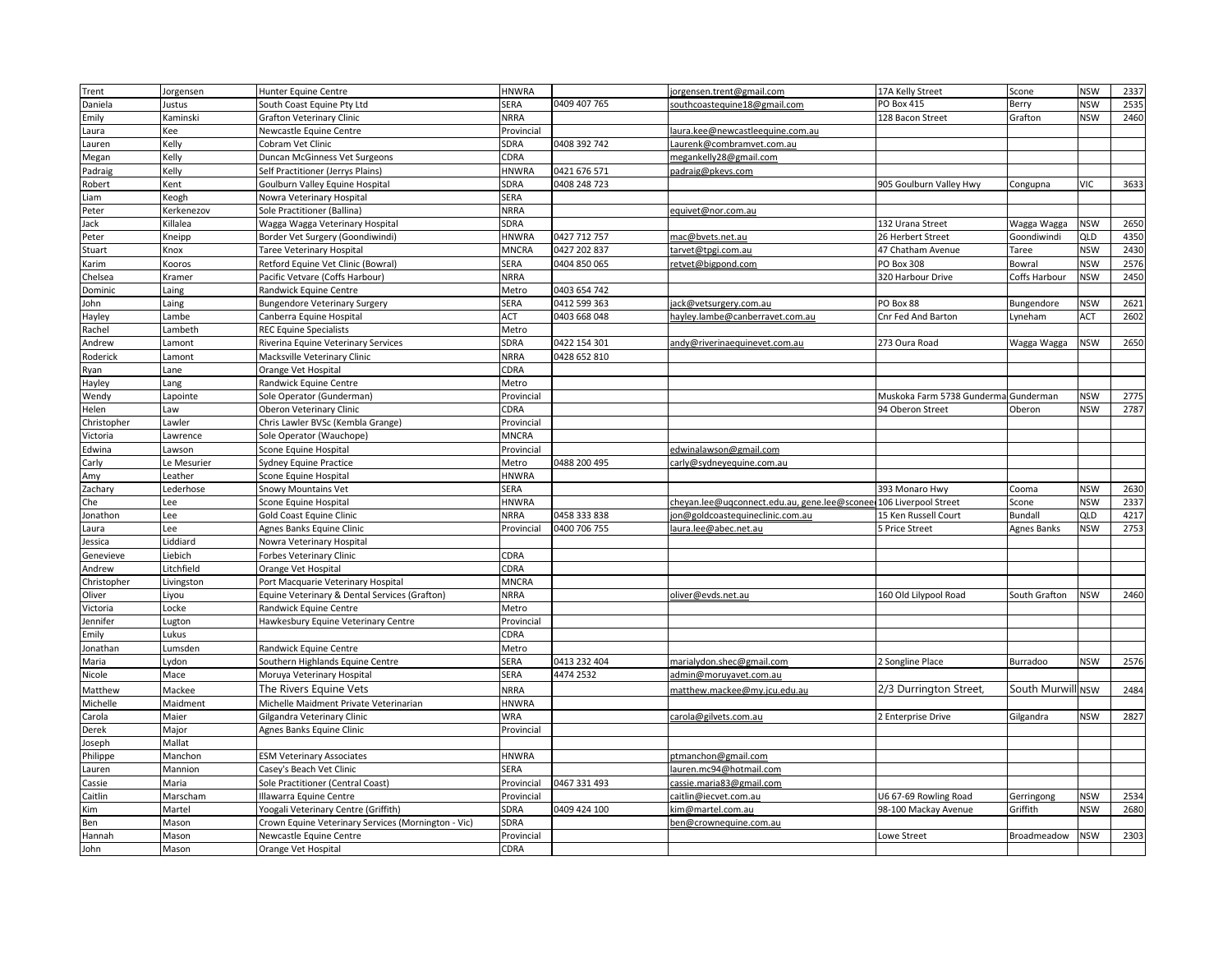| Trent | Jorgensen | Hunter Equine Centre | HNWRA | | jorgensen.trent@gmail.com | 17A Kelly Street | Scone | NSW | 2337 |
|---|---|---|---|---|---|---|---|---|---|
| Daniela | Justus | South Coast Equine Pty Ltd | SERA | 0409 407 765 | southcoastequine18@gmail.com | PO Box 415 | Berry | NSW | 2535 |
| Emily | Kaminski | Grafton Veterinary Clinic | NRRA | | | 128 Bacon Street | Grafton | NSW | 2460 |
| Laura | Kee | Newcastle Equine Centre | Provincial | | laura.kee@newcastleequine.com.au | | | | |
| Lauren | Kelly | Cobram Vet Clinic | SDRA | 0408 392 742 | Laurenk@combramvet.com.au | | | | |
| Megan | Kelly | Duncan McGinness Vet Surgeons | CDRA | | megankelly28@gmail.com | | | | |
| Padraig | Kelly | Self Practitioner (Jerrys Plains) | HNWRA | 0421 676 571 | padraig@pkevs.com | | | | |
| Robert | Kent | Goulburn Valley Equine Hospital | SDRA | 0408 248 723 | | 905 Goulburn Valley Hwy | Congupna | VIC | 3633 |
| Liam | Keogh | Nowra Veterinary Hospital | SERA | | | | | | |
| Peter | Kerkenezov | Sole Practitioner (Ballina) | NRRA | | equivet@nor.com.au | | | | |
| Jack | Killalea | Wagga Wagga Veterinary Hospital | SDRA | | | 132 Urana Street | Wagga Wagga | NSW | 2650 |
| Peter | Kneipp | Border Vet Surgery (Goondiwindi) | HNWRA | 0427 712 757 | mac@bvets.net.au | 26 Herbert Street | Goondiwindi | QLD | 4350 |
| Stuart | Knox | Taree Veterinary Hospital | MNCRA | 0427 202 837 | tarvet@tpgi.com.au | 47 Chatham Avenue | Taree | NSW | 2430 |
| Karim | Kooros | Retford Equine Vet Clinic (Bowral) | SERA | 0404 850 065 | retvet@bigpond.com | PO Box 308 | Bowral | NSW | 2576 |
| Chelsea | Kramer | Pacific Vetvare (Coffs Harbour) | NRRA | | | 320 Harbour Drive | Coffs Harbour | NSW | 2450 |
| Dominic | Laing | Randwick Equine Centre | Metro | 0403 654 742 | | | | | |
| John | Laing | Bungendore Veterinary Surgery | SERA | 0412 599 363 | jack@vetsurgery.com.au | PO Box 88 | Bungendore | NSW | 2621 |
| Hayley | Lambe | Canberra Equine Hospital | ACT | 0403 668 048 | hayley.lambe@canberravet.com.au | Cnr Fed And Barton | Lyneham | ACT | 2602 |
| Rachel | Lambeth | REC Equine Specialists | Metro | | | | | | |
| Andrew | Lamont | Riverina Equine Veterinary Services | SDRA | 0422 154 301 | andy@riverinaequinevet.com.au | 273 Oura Road | Wagga Wagga | NSW | 2650 |
| Roderick | Lamont | Macksville Veterinary Clinic | NRRA | 0428 652 810 | | | | | |
| Ryan | Lane | Orange Vet Hospital | CDRA | | | | | | |
| Hayley | Lang | Randwick Equine Centre | Metro | | | | | | |
| Wendy | Lapointe | Sole Operator (Gunderman) | Provincial | | | Muskoka Farm 5738 Gunderma | Gunderman | NSW | 2775 |
| Helen | Law | Oberon Veterinary Clinic | CDRA | | | 94 Oberon Street | Oberon | NSW | 2787 |
| Christopher | Lawler | Chris Lawler BVSc (Kembla Grange) | Provincial | | | | | | |
| Victoria | Lawrence | Sole Operator (Wauchope) | MNCRA | | | | | | |
| Edwina | Lawson | Scone Equine Hospital | Provincial | | edwinalawson@gmail.com | | | | |
| Carly | Le Mesurier | Sydney Equine Practice | Metro | 0488 200 495 | carly@sydneyequine.com.au | | | | |
| Amy | Leather | Scone Equine Hospital | HNWRA | | | | | | |
| Zachary | Lederhose | Snowy Mountains Vet | SERA | | | 393 Monaro Hwy | Cooma | NSW | 2630 |
| Che | Lee | Scone Equine Hospital | HNWRA | | cheyan.lee@uqconnect.edu.au, gene.lee@sconee | 106 Liverpool Street | Scone | NSW | 2337 |
| Jonathon | Lee | Gold Coast Equine Clinic | NRRA | 0458 333 838 | jon@goldcoastequineclinic.com.au | 15 Ken Russell Court | Bundall | QLD | 4217 |
| Laura | Lee | Agnes Banks Equine Clinic | Provincial | 0400 706 755 | laura.lee@abec.net.au | 5 Price Street | Agnes Banks | NSW | 2753 |
| Jessica | Liddiard | Nowra Veterinary Hospital | | | | | | | |
| Genevieve | Liebich | Forbes Veterinary Clinic | CDRA | | | | | | |
| Andrew | Litchfield | Orange Vet Hospital | CDRA | | | | | | |
| Christopher | Livingston | Port Macquarie Veterinary Hospital | MNCRA | | | | | | |
| Oliver | Liyou | Equine Veterinary & Dental Services (Grafton) | NRRA | | oliver@evds.net.au | 160 Old Lilypool Road | South Grafton | NSW | 2460 |
| Victoria | Locke | Randwick Equine Centre | Metro | | | | | | |
| Jennifer | Lugton | Hawkesbury Equine Veterinary Centre | Provincial | | | | | | |
| Emily | Lukus | | CDRA | | | | | | |
| Jonathan | Lumsden | Randwick Equine Centre | Metro | | | | | | |
| Maria | Lydon | Southern Highlands Equine Centre | SERA | 0413 232 404 | marialydon.shec@gmail.com | 2 Songline Place | Burradoo | NSW | 2576 |
| Nicole | Mace | Moruya Veterinary Hospital | SERA | 4474 2532 | admin@moruyavet.com.au | | | | |
| Matthew | Mackee | The Rivers Equine Vets | NRRA | | matthew.mackee@my.jcu.edu.au | 2/3 Durrington Street, | South Murwill | NSW | 2484 |
| Michelle | Maidment | Michelle Maidment Private Veterinarian | HNWRA | | | | | | |
| Carola | Maier | Gilgandra Veterinary Clinic | WRA | | carola@gilvets.com.au | 2 Enterprise Drive | Gilgandra | NSW | 2827 |
| Derek | Major | Agnes Banks Equine Clinic | Provincial | | | | | | |
| Joseph | Mallat | | | | | | | | |
| Philippe | Manchon | ESM Veterinary Associates | HNWRA | | ptmanchon@gmail.com | | | | |
| Lauren | Mannion | Casey's Beach Vet Clinic | SERA | | lauren.mc94@hotmail.com | | | | |
| Cassie | Maria | Sole Practitioner (Central Coast) | Provincial | 0467 331 493 | cassie.maria83@gmail.com | | | | |
| Caitlin | Marscham | Illawarra Equine Centre | Provincial | | caitlin@iecvet.com.au | U6 67-69 Rowling Road | Gerringong | NSW | 2534 |
| Kim | Martel | Yoogali Veterinary Centre (Griffith) | SDRA | 0409 424 100 | kim@martel.com.au | 98-100 Mackay Avenue | Griffith | NSW | 2680 |
| Ben | Mason | Crown Equine Veterinary Services (Mornington - Vic) | SDRA | | ben@crownequine.com.au | | | | |
| Hannah | Mason | Newcastle Equine Centre | Provincial | | | Lowe Street | Broadmeadow | NSW | 2303 |
| John | Mason | Orange Vet Hospital | CDRA | | | | | | |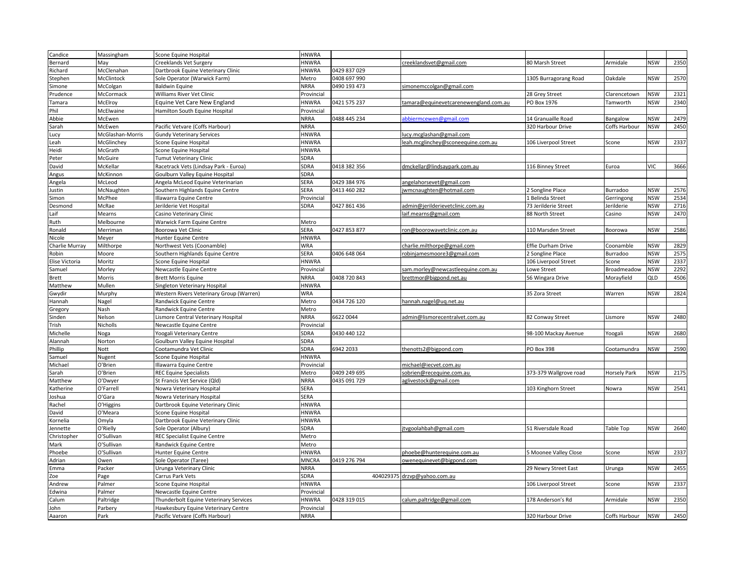| | | | | | | | | | |
|---|---|---|---|---|---|---|---|---|---|
| Candice | Massingham | Scone Equine Hospital | HNWRA | | | | | | |
| Bernard | May | Creeklands Vet Surgery | HNWRA | | creeklandsvet@gmail.com | 80 Marsh Street | Armidale | NSW | 2350 |
| Richard | McClenahan | Dartbrook Equine Veterinary Clinic | HNWRA | 0429 837 029 | | | | | |
| Stephen | McClintock | Sole Operator (Warwick Farm) | Metro | 0408 697 990 | | 1305 Burragorang Road | Oakdale | NSW | 2570 |
| Simone | McColgan | Baldwin Equine | NRRA | 0490 193 473 | simonemccolgan@gmail.com | | | | |
| Prudence | McCormack | Williams River Vet Clinic | Provincial | | | 28 Grey Street | Clarencetown | NSW | 2321 |
| Tamara | McElroy | Equine Vet Care New England | HNWRA | 0421 575 237 | tamara@equinevetcarenewengland.com.au | PO Box 1976 | Tamworth | NSW | 2340 |
| Phil | McElwaine | Hamilton South Equine Hospital | Provincial | | | | | | |
| Abbie | McEwen | | NRRA | 0488 445 234 | abbiermcewen@gmail.com | 14 Granuaille Road | Bangalow | NSW | 2479 |
| Sarah | McEwen | Pacific Vetvare (Coffs Harbour) | NRRA | | | 320 Harbour Drive | Coffs Harbour | NSW | 2450 |
| Lucy | McGlashan-Morris | Gundy Veterinary Services | HNWRA | | lucy.mcglashan@gmail.com | | | | |
| Leah | McGlinchey | Scone Equine Hospital | HNWRA | | leah.mcglinchey@sconeequine.com.au | 106 Liverpool Street | Scone | NSW | 2337 |
| Heidi | McGrath | Scone Equine Hospital | HNWRA | | | | | | |
| Peter | McGuire | Tumut Veterinary Clinic | SDRA | | | | | | |
| David | McKellar | Racetrack Vets (Lindsay Park - Euroa) | SDRA | 0418 382 356 | dmckellar@lindsaypark.com.au | 116 Binney Street | Euroa | VIC | 3666 |
| Angus | McKinnon | Goulburn Valley Equine Hospital | SDRA | | | | | | |
| Angela | McLeod | Angela McLeod Equine Veterinarian | SERA | 0429 384 976 | angelahorsevet@gmail.com | | | | |
| Justin | McNaughten | Southern Highlands Equine Centre | SERA | 0413 460 282 | jwmcnaughten@hotmail.com | 2 Songline Place | Burradoo | NSW | 2576 |
| Simon | McPhee | Illawarra Equine Centre | Provincial | | | 1 Belinda Street | Gerringong | NSW | 2534 |
| Desmond | McRae | Jerilderie Vet Hospital | SDRA | 0427 861 436 | admin@jerilderievetclinic.com.au | 73 Jerilderie Street | Jerilderie | NSW | 2716 |
| Laif | Mearns | Casino Veterinary Clinic | | | laif.mearns@gmail.com | 88 North Street | Casino | NSW | 2470 |
| Ruth | Melbourne | Warwick Farm Equine Centre | Metro | | | | | | |
| Ronald | Merriman | Boorowa Vet Clinic | SERA | 0427 853 877 | ron@boorowavetclinic.com.au | 110 Marsden Street | Boorowa | NSW | 2586 |
| Nicole | Meyer | Hunter Equine Centre | HNWRA | | | | | | |
| Charlie Murray | Milthorpe | Northwest Vets (Coonamble) | WRA | | charlie.milthorpe@gmail.com | Effie Durham Drive | Coonamble | NSW | 2829 |
| Robin | Moore | Southern Highlands Equine Centre | SERA | 0406 648 064 | robinjamesmoore3@gmail.com | 2 Songline Place | Burradoo | NSW | 2575 |
| Elise Victoria | Moritz | Scone Equine Hospital | HNWRA | | | 106 Liverpool Street | Scone | NSW | 2337 |
| Samuel | Morley | Newcastle Equine Centre | Provincial | | sam.morley@newcastleequine.com.au | Lowe Street | Broadmeadow | NSW | 2292 |
| Brett | Morris | Brett Morris Equine | NRRA | 0408 720 843 | brettmor@bigpond.net.au | 56 Wingara Drive | Morayfield | QLD | 4506 |
| Matthew | Mullen | Singleton Veterinary Hospital | HNWRA | | | | | | |
| Gwydir | Murphy | Western Rivers Veterinary Group (Warren) | WRA | | | 35 Zora Street | Warren | NSW | 2824 |
| Hannah | Nagel | Randwick Equine Centre | Metro | 0434 726 120 | hannah.nagel@uq.net.au | | | | |
| Gregory | Nash | Randwick Equine Centre | Metro | | | | | | |
| Sinden | Nelson | Lismore Central Veterinary Hospital | NRRA | 6622 0044 | admin@lismorecentralvet.com.au | 82 Conway Street | Lismore | NSW | 2480 |
| Trish | Nicholls | Newcastle Equine Centre | Provincial | | | | | | |
| Michelle | Noga | Yoogali Veterinary Centre | SDRA | 0430 440 122 | | 98-100 Mackay Avenue | Yoogali | NSW | 2680 |
| Alannah | Norton | Goulburn Valley Equine Hospital | SDRA | | | | | | |
| Phillip | Nott | Cootamundra Vet Clinic | SDRA | 6942 2033 | thenotts2@bigpond.com | PO Box 398 | Cootamundra | NSW | 2590 |
| Samuel | Nugent | Scone Equine Hospital | HNWRA | | | | | | |
| Michael | O'Brien | Illawarra Equine Centre | Provincial | | michael@iecvet.com.au | | | | |
| Sarah | O'Brien | REC Equine Specialists | Metro | 0409 249 695 | sobrien@recequine.com.au | 373-379 Wallgrove road | Horsely Park | NSW | 2175 |
| Matthew | O'Dwyer | St Francis Vet Service (Qld) | NRRA | 0435 091 729 | aglivestock@gmail.com | | | | |
| Katherine | O'Farrell | Nowra Veterinary Hospital | SERA | | | 103 Kinghorn Street | Nowra | NSW | 2541 |
| Joshua | O'Gara | Nowra Veterinary Hospital | SERA | | | | | | |
| Rachel | O'Higgins | Dartbrook Equine Veterinary Clinic | HNWRA | | | | | | |
| David | O'Meara | Scone Equine Hospital | HNWRA | | | | | | |
| Kornelia | Omyla | Dartbrook Equine Veterinary Clinic | HNWRA | | | | | | |
| Jennette | O'Rielly | Sole Operator (Albury) | SDRA | | jtvgoolahbah@gmail.com | 51 Riversdale Road | Table Top | NSW | 2640 |
| Christopher | O'Sullivan | REC Specialist Equine Centre | Metro | | | | | | |
| Mark | O'Sullivan | Randwick Equine Centre | Metro | | | | | | |
| Phoebe | O'Sullivan | Hunter Equine Centre | HNWRA | | phoebe@hunterequine.com.au | 5 Moonee Valley Close | Scone | NSW | 2337 |
| Adrian | Owen | Sole Operator (Taree) | MNCRA | 0419 276 794 | owenequinevet@bigpond.com | | | | |
| Emma | Packer | Urunga Veterinary Clinic | NRRA | | | 29 Newry Street East | Urunga | NSW | 2455 |
| Zoe | Page | Carrus Park Vets | SDRA | 404029375 | drzvp@yahoo.com.au | | | | |
| Andrew | Palmer | Scone Equine Hospital | HNWRA | | | 106 Liverpool Street | Scone | NSW | 2337 |
| Edwina | Palmer | Newcastle Equine Centre | Provincial | | | | | | |
| Calum | Paltridge | Thunderbolt Equine Veterinary Services | HNWRA | 0428 319 015 | calum.paltridge@gmail.com | 178 Anderson's Rd | Armidale | NSW | 2350 |
| John | Parbery | Hawkesbury Equine Veterinary Centre | Provincial | | | | | | |
| Aaaron | Park | Pacific Vetvare (Coffs Harbour) | NRRA | | | 320 Harbour Drive | Coffs Harbour | NSW | 2450 |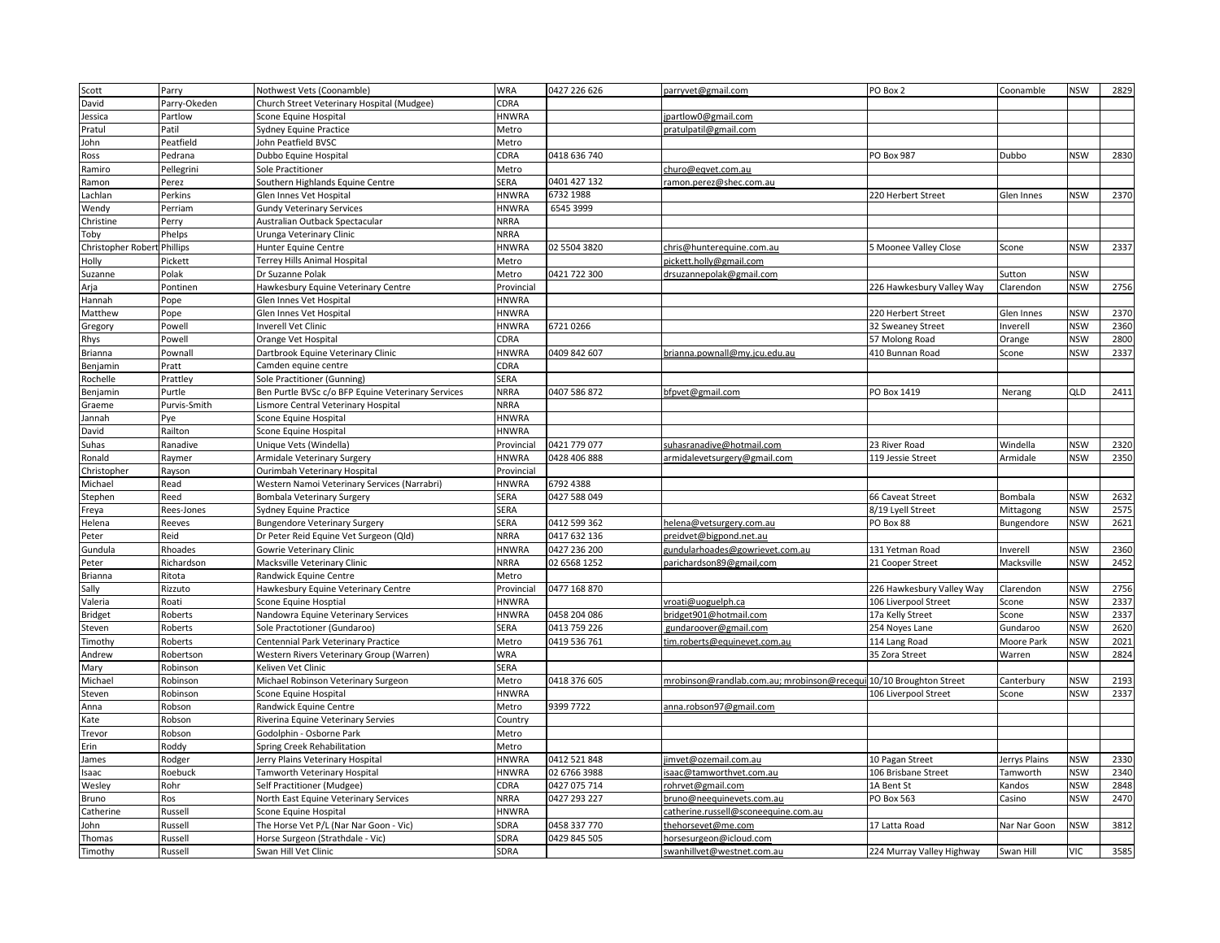| Scott | Parry | Nothwest Vets (Coonamble) | WRA | 0427 226 626 | parryvet@gmail.com | PO Box 2 | Coonamble | NSW | 2829 |
|---|---|---|---|---|---|---|---|---|---|
| David | Parry-Okeden | Church Street Veterinary Hospital (Mudgee) | CDRA | | | | | | |
| Jessica | Partlow | Scone Equine Hospital | HNWRA | | jpartlow0@gmail.com | | | | |
| Pratul | Patil | Sydney Equine Practice | Metro | | pratulpatil@gmail.com | | | | |
| John | Peatfield | John Peatfield BVSC | Metro | | | | | | |
| Ross | Pedrana | Dubbo Equine Hospital | CDRA | 0418 636 740 | | PO Box 987 | Dubbo | NSW | 2830 |
| Ramiro | Pellegrini | Sole Practitioner | Metro | | churo@eqvet.com.au | | | | |
| Ramon | Perez | Southern Highlands Equine Centre | SERA | 0401 427 132 | ramon.perez@shec.com.au | | | | |
| Lachlan | Perkins | Glen Innes Vet Hospital | HNWRA | 6732 1988 | | 220 Herbert Street | Glen Innes | NSW | 2370 |
| Wendy | Perriam | Gundy Veterinary Services | HNWRA | 6545 3999 | | | | | |
| Christine | Perry | Australian Outback Spectacular | NRRA | | | | | | |
| Toby | Phelps | Urunga Veterinary Clinic | NRRA | | | | | | |
| Christopher Robert | Phillips | Hunter Equine Centre | HNWRA | 02 5504 3820 | chris@hunterequine.com.au | 5 Moonee Valley Close | Scone | NSW | 2337 |
| Holly | Pickett | Terrey Hills Animal Hospital | Metro | | pickett.holly@gmail.com | | | | |
| Suzanne | Polak | Dr Suzanne Polak | Metro | 0421 722 300 | drsuzannepolak@gmail.com | | Sutton | NSW | |
| Arja | Pontinen | Hawkesbury Equine Veterinary Centre | Provincial | | | 226 Hawkesbury Valley Way | Clarendon | NSW | 2756 |
| Hannah | Pope | Glen Innes Vet Hospital | HNWRA | | | | | | |
| Matthew | Pope | Glen Innes Vet Hospital | HNWRA | | | 220 Herbert Street | Glen Innes | NSW | 2370 |
| Gregory | Powell | Inverell Vet Clinic | HNWRA | 6721 0266 | | 32 Sweaney Street | Inverell | NSW | 2360 |
| Rhys | Powell | Orange Vet Hospital | CDRA | | | 57 Molong Road | Orange | NSW | 2800 |
| Brianna | Pownall | Dartbrook Equine Veterinary Clinic | HNWRA | 0409 842 607 | brianna.pownall@my.jcu.edu.au | 410 Bunnan Road | Scone | NSW | 2337 |
| Benjamin | Pratt | Camden equine centre | CDRA | | | | | | |
| Rochelle | Prattley | Sole Practitioner (Gunning) | SERA | | | | | | |
| Benjamin | Purtle | Ben Purtle BVSc c/o BFP Equine Veterinary Services | NRRA | 0407 586 872 | bfpvet@gmail.com | PO Box 1419 | Nerang | QLD | 2411 |
| Graeme | Purvis-Smith | Lismore Central Veterinary Hospital | NRRA | | | | | | |
| Jannah | Pye | Scone Equine Hospital | HNWRA | | | | | | |
| David | Railton | Scone Equine Hospital | HNWRA | | | | | | |
| Suhas | Ranadive | Unique Vets (Windella) | Provincial | 0421 779 077 | suhasranadive@hotmail.com | 23 River Road | Windella | NSW | 2320 |
| Ronald | Raymer | Armidale Veterinary Surgery | HNWRA | 0428 406 888 | armidalevetsurgery@gmail.com | 119 Jessie Street | Armidale | NSW | 2350 |
| Christopher | Rayson | Ourimbah Veterinary Hospital | Provincial | | | | | | |
| Michael | Read | Western Namoi Veterinary Services (Narrabri) | HNWRA | 6792 4388 | | | | | |
| Stephen | Reed | Bombala Veterinary Surgery | SERA | 0427 588 049 | | 66 Caveat Street | Bombala | NSW | 2632 |
| Freya | Rees-Jones | Sydney Equine Practice | SERA | | | 8/19 Lyell Street | Mittagong | NSW | 2575 |
| Helena | Reeves | Bungendore Veterinary Surgery | SERA | 0412 599 362 | helena@vetsurgery.com.au | PO Box 88 | Bungendore | NSW | 2621 |
| Peter | Reid | Dr Peter Reid Equine Vet Surgeon (Qld) | NRRA | 0417 632 136 | preidvet@bigpond.net.au | | | | |
| Gundula | Rhoades | Gowrie Veterinary Clinic | HNWRA | 0427 236 200 | gundularhoades@gowrievet.com.au | 131 Yetman Road | Inverell | NSW | 2360 |
| Peter | Richardson | Macksville Veterinary Clinic | NRRA | 02 6568 1252 | parichardson89@gmail,com | 21 Cooper Street | Macksville | NSW | 2452 |
| Brianna | Ritota | Randwick Equine Centre | Metro | | | | | | |
| Sally | Rizzuto | Hawkesbury Equine Veterinary Centre | Provincial | 0477 168 870 | | 226 Hawkesbury Valley Way | Clarendon | NSW | 2756 |
| Valeria | Roati | Scone Equine Hosptial | HNWRA | | vroati@uoguelph.ca | 106 Liverpool Street | Scone | NSW | 2337 |
| Bridget | Roberts | Nandowra Equine Veterinary Services | HNWRA | 0458 204 086 | bridget901@hotmail.com | 17a Kelly Street | Scone | NSW | 2337 |
| Steven | Roberts | Sole Practotioner (Gundaroo) | SERA | 0413 759 226 | gundaroover@gmail.com | 254 Noyes Lane | Gundaroo | NSW | 2620 |
| Timothy | Roberts | Centennial Park Veterinary Practice | Metro | 0419 536 761 | tim.roberts@equinevet.com.au | 114 Lang Road | Moore Park | NSW | 2021 |
| Andrew | Robertson | Western Rivers Veterinary Group (Warren) | WRA | | | 35 Zora Street | Warren | NSW | 2824 |
| Mary | Robinson | Keliven Vet Clinic | SERA | | | | | | |
| Michael | Robinson | Michael Robinson Veterinary Surgeon | Metro | 0418 376 605 | mrobinson@randlab.com.au; mrobinson@recequi | 10/10 Broughton Street | Canterbury | NSW | 2193 |
| Steven | Robinson | Scone Equine Hospital | HNWRA | | | 106 Liverpool Street | Scone | NSW | 2337 |
| Anna | Robson | Randwick Equine Centre | Metro | 9399 7722 | anna.robson97@gmail.com | | | | |
| Kate | Robson | Riverina Equine Veterinary Servies | Country | | | | | | |
| Trevor | Robson | Godolphin - Osborne Park | Metro | | | | | | |
| Erin | Roddy | Spring Creek Rehabilitation | Metro | | | | | | |
| James | Rodger | Jerry Plains Veterinary Hospital | HNWRA | 0412 521 848 | jimvet@ozemail.com.au | 10 Pagan Street | Jerrys Plains | NSW | 2330 |
| Isaac | Roebuck | Tamworth Veterinary Hospital | HNWRA | 02 6766 3988 | isaac@tamworthvet.com.au | 106 Brisbane Street | Tamworth | NSW | 2340 |
| Wesley | Rohr | Self Practitioner (Mudgee) | CDRA | 0427 075 714 | rohrvet@gmail.com | 1A Bent St | Kandos | NSW | 2848 |
| Bruno | Ros | North East Equine Veterinary Services | NRRA | 0427 293 227 | bruno@neequinevets.com.au | PO Box 563 | Casino | NSW | 2470 |
| Catherine | Russell | Scone Equine Hospital | HNWRA | | catherine.russell@sconeequine.com.au | | | | |
| John | Russell | The Horse Vet P/L (Nar Nar Goon - Vic) | SDRA | 0458 337 770 | thehorsevet@me.com | 17 Latta Road | Nar Nar Goon | NSW | 3812 |
| Thomas | Russell | Horse Surgeon (Strathdale - Vic) | SDRA | 0429 845 505 | horsesurgeon@icloud.com | | | | |
| Timothy | Russell | Swan Hill Vet Clinic | SDRA | | swanhillvet@westnet.com.au | 224 Murray Valley Highway | Swan Hill | VIC | 3585 |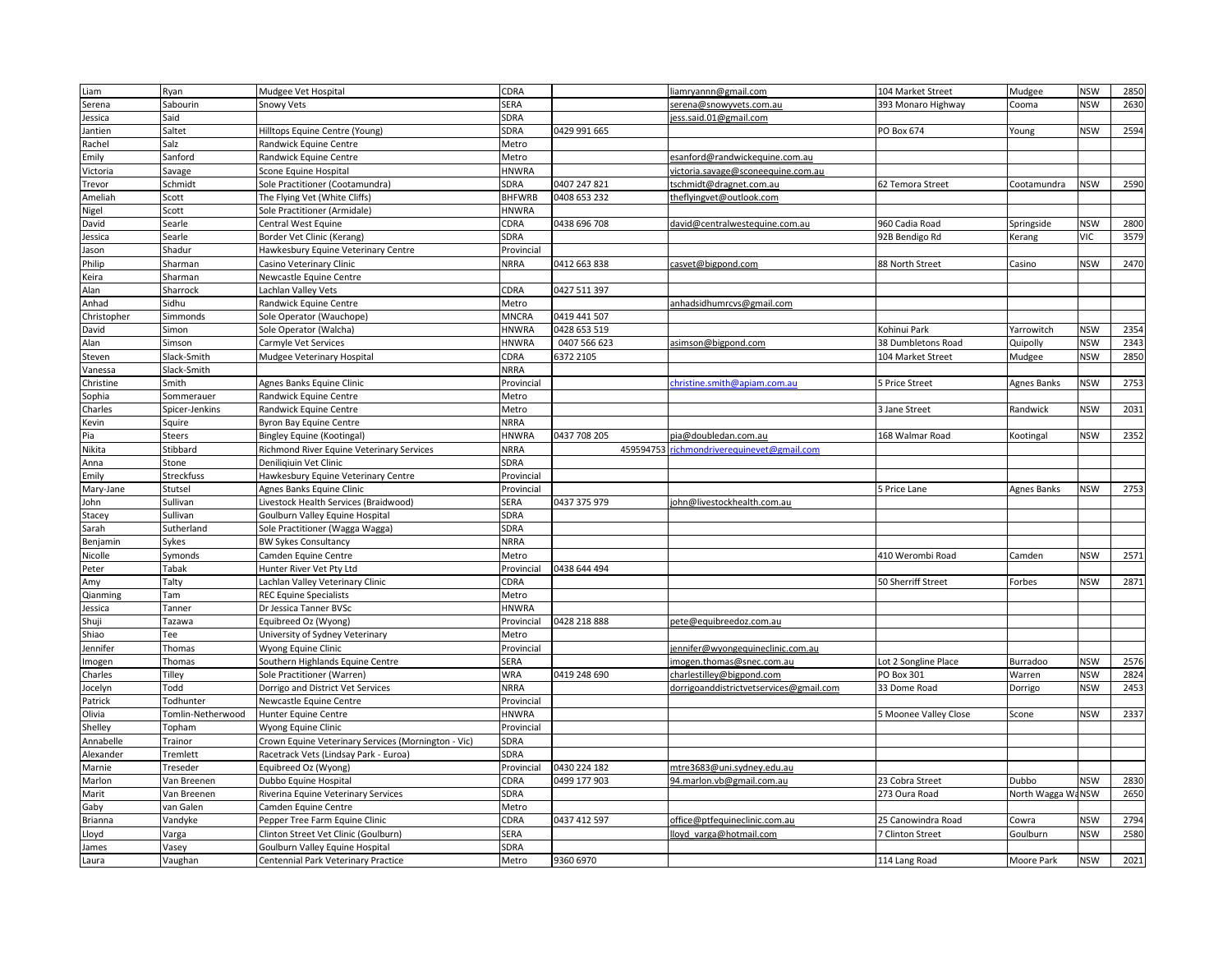| Liam | Ryan | Mudgee Vet Hospital | CDRA | | liamryannn@gmail.com | 104 Market Street | Mudgee | NSW | 2850 |
|---|---|---|---|---|---|---|---|---|---|
| Serena | Sabourin | Snowy Vets | SERA | | serena@snowyvets.com.au | 393 Monaro Highway | Cooma | NSW | 2630 |
| Jessica | Said | | SDRA | | jess.said.01@gmail.com | | | | |
| Jantien | Saltet | Hilltops Equine Centre (Young) | SDRA | 0429 991 665 | | PO Box 674 | Young | NSW | 2594 |
| Rachel | Salz | Randwick Equine Centre | Metro | | | | | | |
| Emily | Sanford | Randwick Equine Centre | Metro | | esanford@randwickequine.com.au | | | | |
| Victoria | Savage | Scone Equine Hospital | HNWRA | | victoria.savage@sconeequine.com.au | | | | |
| Trevor | Schmidt | Sole Practitioner (Cootamundra) | SDRA | 0407 247 821 | tschmidt@dragnet.com.au | 62 Temora Street | Cootamundra | NSW | 2590 |
| Ameliah | Scott | The Flying Vet (White Cliffs) | BHFWRB | 0408 653 232 | theflyingvet@outlook.com | | | | |
| Nigel | Scott | Sole Practitioner (Armidale) | HNWRA | | | | | | |
| David | Searle | Central West Equine | CDRA | 0438 696 708 | david@centralwestequine.com.au | 960 Cadia Road | Springside | NSW | 2800 |
| Jessica | Searle | Border Vet Clinic (Kerang) | SDRA | | | 92B Bendigo Rd | Kerang | VIC | 3579 |
| Jason | Shadur | Hawkesbury Equine Veterinary Centre | Provincial | | | | | | |
| Philip | Sharman | Casino Veterinary Clinic | NRRA | 0412 663 838 | casvet@bigpond.com | 88 North Street | Casino | NSW | 2470 |
| Keira | Sharman | Newcastle Equine Centre | | | | | | | |
| Alan | Sharrock | Lachlan Valley Vets | CDRA | 0427 511 397 | | | | | |
| Anhad | Sidhu | Randwick Equine Centre | Metro | | anhadsidhumrcvs@gmail.com | | | | |
| Christopher | Simmonds | Sole Operator (Wauchope) | MNCRA | 0419 441 507 | | | | | |
| David | Simon | Sole Operator (Walcha) | HNWRA | 0428 653 519 | | Kohinui Park | Yarrowitch | NSW | 2354 |
| Alan | Simson | Carmyle Vet Services | HNWRA | 0407 566 623 | asimson@bigpond.com | 38 Dumbletons Road | Quipolly | NSW | 2343 |
| Steven | Slack-Smith | Mudgee Veterinary Hospital | CDRA | 6372 2105 | | 104 Market Street | Mudgee | NSW | 2850 |
| Vanessa | Slack-Smith | | NRRA | | | | | | |
| Christine | Smith | Agnes Banks Equine Clinic | Provincial | | christine.smith@apiam.com.au | 5 Price Street | Agnes Banks | NSW | 2753 |
| Sophia | Sommerauer | Randwick Equine Centre | Metro | | | | | | |
| Charles | Spicer-Jenkins | Randwick Equine Centre | Metro | | | 3 Jane Street | Randwick | NSW | 2031 |
| Kevin | Squire | Byron Bay Equine Centre | NRRA | | | | | | |
| Pia | Steers | Bingley Equine (Kootingal) | HNWRA | 0437 708 205 | pia@doubledan.com.au | 168 Walmar Road | Kootingal | NSW | 2352 |
| Nikita | Stibbard | Richmond River Equine Veterinary Services | NRRA | 459594753 | richmondriverequinevet@gmail.com | | | | |
| Anna | Stone | Deniliqiuin Vet Clinic | SDRA | | | | | | |
| Emily | Streckfuss | Hawkesbury Equine Veterinary Centre | Provincial | | | | | | |
| Mary-Jane | Stutsel | Agnes Banks Equine Clinic | Provincial | | | 5 Price Lane | Agnes Banks | NSW | 2753 |
| John | Sullivan | Livestock Health Services (Braidwood) | SERA | 0437 375 979 | john@livestockhealth.com.au | | | | |
| Stacey | Sullivan | Goulburn Valley Equine Hospital | SDRA | | | | | | |
| Sarah | Sutherland | Sole Practitioner (Wagga Wagga) | SDRA | | | | | | |
| Benjamin | Sykes | BW Sykes Consultancy | NRRA | | | | | | |
| Nicolle | Symonds | Camden Equine Centre | Metro | | | 410 Werombi Road | Camden | NSW | 2571 |
| Peter | Tabak | Hunter River Vet Pty Ltd | Provincial | 0438 644 494 | | | | | |
| Amy | Talty | Lachlan Valley Veterinary Clinic | CDRA | | | 50 Sherriff Street | Forbes | NSW | 2871 |
| Qianming | Tam | REC Equine Specialists | Metro | | | | | | |
| Jessica | Tanner | Dr Jessica Tanner BVSc | HNWRA | | | | | | |
| Shuji | Tazawa | Equibreed Oz (Wyong) | Provincial | 0428 218 888 | pete@equibreedoz.com.au | | | | |
| Shiao | Tee | University of Sydney Veterinary | Metro | | | | | | |
| Jennifer | Thomas | Wyong Equine Clinic | Provincial | | jennifer@wyongequineclinic.com.au | | | | |
| Imogen | Thomas | Southern Highlands Equine Centre | SERA | | imogen.thomas@snec.com.au | Lot 2 Songline Place | Burradoo | NSW | 2576 |
| Charles | Tilley | Sole Practitioner (Warren) | WRA | 0419 248 690 | charlestilley@bigpond.com | PO Box 301 | Warren | NSW | 2824 |
| Jocelyn | Todd | Dorrigo and District Vet Services | NRRA | | dorrigoanddistrictvetservices@gmail.com | 33 Dome Road | Dorrigo | NSW | 2453 |
| Patrick | Todhunter | Newcastle Equine Centre | Provincial | | | | | | |
| Olivia | Tomlin-Netherwood | Hunter Equine Centre | HNWRA | | | 5 Moonee Valley Close | Scone | NSW | 2337 |
| Shelley | Topham | Wyong Equine Clinic | Provincial | | | | | | |
| Annabelle | Trainor | Crown Equine Veterinary Services (Mornington - Vic) | SDRA | | | | | | |
| Alexander | Tremlett | Racetrack Vets (Lindsay Park - Euroa) | SDRA | | | | | | |
| Marnie | Treseder | Equibreed Oz (Wyong) | Provincial | 0430 224 182 | mtre3683@uni.sydney.edu.au | | | | |
| Marlon | Van Breenen | Dubbo Equine Hospital | CDRA | 0499 177 903 | 94.marlon.vb@gmail.com.au | 23 Cobra Street | Dubbo | NSW | 2830 |
| Marit | Van Breenen | Riverina Equine Veterinary Services | SDRA | | | 273 Oura Road | North Wagga Wa | NSW | 2650 |
| Gaby | van Galen | Camden Equine Centre | Metro | | | | | | |
| Brianna | Vandyke | Pepper Tree Farm Equine Clinic | CDRA | 0437 412 597 | office@ptfequineclinic.com.au | 25 Canowindra Road | Cowra | NSW | 2794 |
| Lloyd | Varga | Clinton Street Vet Clinic (Goulburn) | SERA | | lloyd_varga@hotmail.com | 7 Clinton Street | Goulburn | NSW | 2580 |
| James | Vasey | Goulburn Valley Equine Hospital | SDRA | | | | | | |
| Laura | Vaughan | Centennial Park Veterinary Practice | Metro | 9360 6970 | | 114 Lang Road | Moore Park | NSW | 2021 |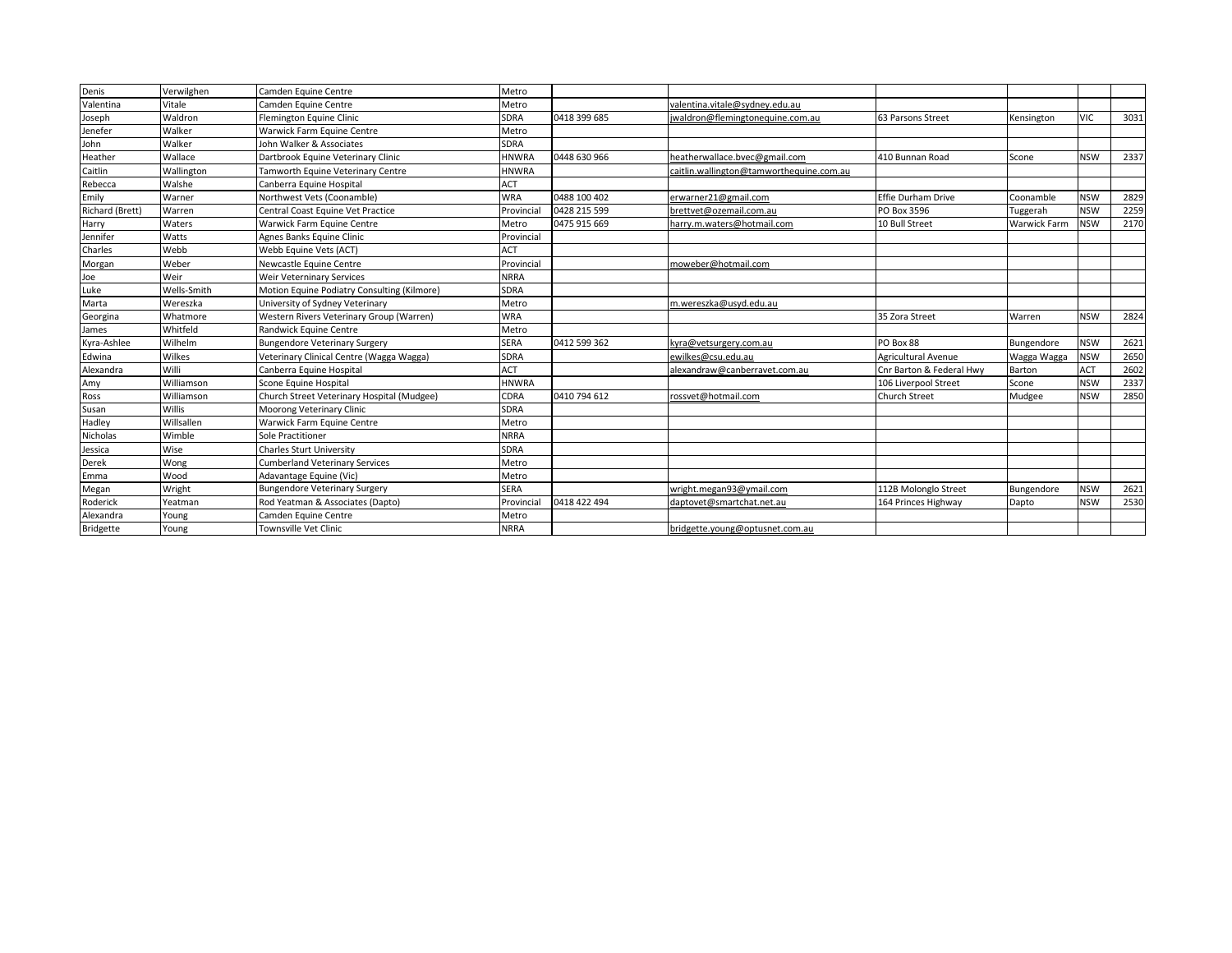| | | | | | | | | | |
|---|---|---|---|---|---|---|---|---|---|
| Denis | Verwilghen | Camden Equine Centre | Metro | | | | | | |
| Valentina | Vitale | Camden Equine Centre | Metro | | valentina.vitale@sydney.edu.au | | | | |
| Joseph | Waldron | Flemington Equine Clinic | SDRA | 0418 399 685 | jwaldron@flemingtonequine.com.au | 63 Parsons Street | Kensington | VIC | 3031 |
| Jenefer | Walker | Warwick Farm Equine Centre | Metro | | | | | | |
| John | Walker | John Walker & Associates | SDRA | | | | | | |
| Heather | Wallace | Dartbrook Equine Veterinary Clinic | HNWRA | 0448 630 966 | heatherwallace.bvec@gmail.com | 410 Bunnan Road | Scone | NSW | 2337 |
| Caitlin | Wallington | Tamworth Equine Veterinary Centre | HNWRA | | caitlin.wallington@tamworthequine.com.au | | | | |
| Rebecca | Walshe | Canberra Equine Hospital | ACT | | | | | | |
| Emily | Warner | Northwest Vets (Coonamble) | WRA | 0488 100 402 | erwarner21@gmail.com | Effie Durham Drive | Coonamble | NSW | 2829 |
| Richard (Brett) | Warren | Central Coast Equine Vet Practice | Provincial | 0428 215 599 | brettvet@ozemail.com.au | PO Box 3596 | Tuggerah | NSW | 2259 |
| Harry | Waters | Warwick Farm Equine Centre | Metro | 0475 915 669 | harry.m.waters@hotmail.com | 10 Bull Street | Warwick Farm | NSW | 2170 |
| Jennifer | Watts | Agnes Banks Equine Clinic | Provincial | | | | | | |
| Charles | Webb | Webb Equine Vets (ACT) | ACT | | | | | | |
| Morgan | Weber | Newcastle Equine Centre | Provincial | | moweber@hotmail.com | | | | |
| Joe | Weir | Weir Veterinary Services | NRRA | | | | | | |
| Luke | Wells-Smith | Motion Equine Podiatry Consulting (Kilmore) | SDRA | | | | | | |
| Marta | Wereszka | University of Sydney Veterinary | Metro | | m.wereszka@usyd.edu.au | | | | |
| Georgina | Whatmore | Western Rivers Veterinary Group (Warren) | WRA | | | 35 Zora Street | Warren | NSW | 2824 |
| James | Whitfeld | Randwick Equine Centre | Metro | | | | | | |
| Kyra-Ashlee | Wilhelm | Bungendore Veterinary Surgery | SERA | 0412 599 362 | kyra@vetsurgery.com.au | PO Box 88 | Bungendore | NSW | 2621 |
| Edwina | Wilkes | Veterinary Clinical Centre (Wagga Wagga) | SDRA | | ewilkes@csu.edu.au | Agricultural Avenue | Wagga Wagga | NSW | 2650 |
| Alexandra | Willi | Canberra Equine Hospital | ACT | | alexandraw@canberravet.com.au | Cnr Barton & Federal Hwy | Barton | ACT | 2602 |
| Amy | Williamson | Scone Equine Hospital | HNWRA | | | 106 Liverpool Street | Scone | NSW | 2337 |
| Ross | Williamson | Church Street Veterinary Hospital (Mudgee) | CDRA | 0410 794 612 | rossvet@hotmail.com | Church Street | Mudgee | NSW | 2850 |
| Susan | Willis | Moorong Veterinary Clinic | SDRA | | | | | | |
| Hadley | Willsallen | Warwick Farm Equine Centre | Metro | | | | | | |
| Nicholas | Wimble | Sole Practitioner | NRRA | | | | | | |
| Jessica | Wise | Charles Sturt University | SDRA | | | | | | |
| Derek | Wong | Cumberland Veterinary Services | Metro | | | | | | |
| Emma | Wood | Adavantage Equine (Vic) | Metro | | | | | | |
| Megan | Wright | Bungendore Veterinary Surgery | SERA | | wright.megan93@ymail.com | 112B Molonglo Street | Bungendore | NSW | 2621 |
| Roderick | Yeatman | Rod Yeatman & Associates (Dapto) | Provincial | 0418 422 494 | daptovet@smartchat.net.au | 164 Princes Highway | Dapto | NSW | 2530 |
| Alexandra | Young | Camden Equine Centre | Metro | | | | | | |
| Bridgette | Young | Townsville Vet Clinic | NRRA | | bridgette.young@optusnet.com.au | | | | |